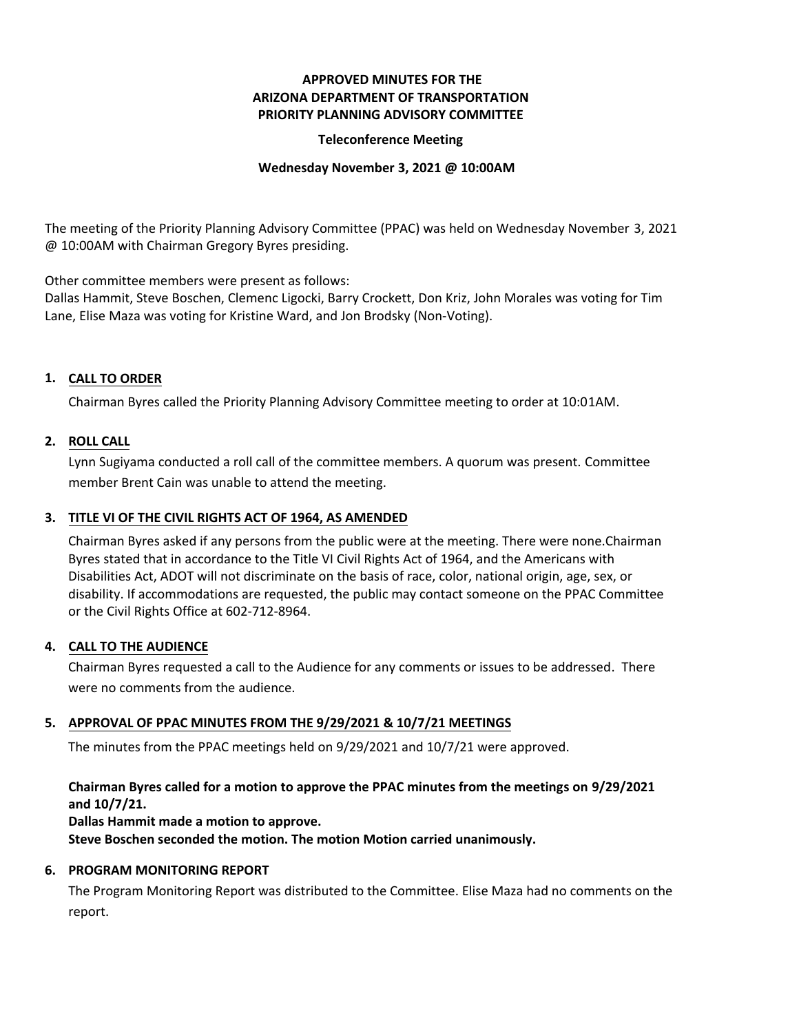**APPROVED MINUTES FOR THE**
**ARIZONA DEPARTMENT OF TRANSPORTATION**
**PRIORITY PLANNING ADVISORY COMMITTEE**

**Teleconference Meeting**

**Wednesday November 3, 2021 @ 10:00AM**

The meeting of the Priority Planning Advisory Committee (PPAC) was held on Wednesday November 3, 2021 @ 10:00AM with Chairman Gregory Byres presiding.

Other committee members were present as follows:
Dallas Hammit, Steve Boschen, Clemenc Ligocki, Barry Crockett, Don Kriz, John Morales was voting for Tim Lane, Elise Maza was voting for Kristine Ward, and Jon Brodsky (Non-Voting).

## 1. CALL TO ORDER

Chairman Byres called the Priority Planning Advisory Committee meeting to order at 10:01AM.

## 2. ROLL CALL

Lynn Sugiyama conducted a roll call of the committee members. A quorum was present. Committee member Brent Cain was unable to attend the meeting.

## 3. TITLE VI OF THE CIVIL RIGHTS ACT OF 1964, AS AMENDED

Chairman Byres asked if any persons from the public were at the meeting. There were none.Chairman Byres stated that in accordance to the Title VI Civil Rights Act of 1964, and the Americans with Disabilities Act, ADOT will not discriminate on the basis of race, color, national origin, age, sex, or disability. If accommodations are requested, the public may contact someone on the PPAC Committee or the Civil Rights Office at 602-712-8964.

## 4. CALL TO THE AUDIENCE

Chairman Byres requested a call to the Audience for any comments or issues to be addressed. There were no comments from the audience.

## 5. APPROVAL OF PPAC MINUTES FROM THE 9/29/2021 & 10/7/21 MEETINGS

The minutes from the PPAC meetings held on 9/29/2021 and 10/7/21 were approved.

**Chairman Byres called for a motion to approve the PPAC minutes from the meetings on 9/29/2021 and 10/7/21.**
**Dallas Hammit made a motion to approve.**
**Steve Boschen seconded the motion. The motion Motion carried unanimously.**

## 6. PROGRAM MONITORING REPORT

The Program Monitoring Report was distributed to the Committee. Elise Maza had no comments on the report.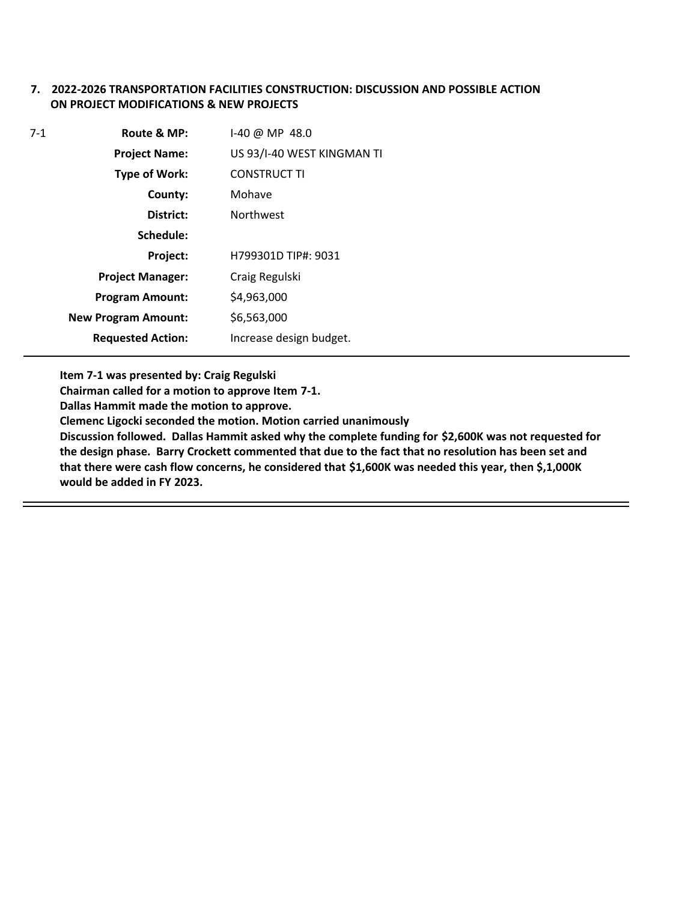**7. 2022-2026 TRANSPORTATION FACILITIES CONSTRUCTION: DISCUSSION AND POSSIBLE ACTION ON PROJECT MODIFICATIONS & NEW PROJECTS**

| 7-1 | | |
|---|---|---|
| | **Route & MP:** | I-40 @ MP 48.0 |
| | **Project Name:** | US 93/I-40 WEST KINGMAN TI |
| | **Type of Work:** | CONSTRUCT TI |
| | **County:** | Mohave |
| | **District:** | Northwest |
| | **Schedule:** | |
| | **Project:** | H799301D TIP#: 9031 |
| | **Project Manager:** | Craig Regulski |
| | **Program Amount:** | $4,963,000 |
| | **New Program Amount:** | $6,563,000 |
| | **Requested Action:** | Increase design budget. |

**Item 7-1 was presented by: Craig Regulski**
**Chairman called for a motion to approve Item 7-1.**
**Dallas Hammit made the motion to approve.**
**Clemenc Ligocki seconded the motion. Motion carried unanimously**
**Discussion followed. Dallas Hammit asked why the complete funding for $2,600K was not requested for the design phase. Barry Crockett commented that due to the fact that no resolution has been set and that there were cash flow concerns, he considered that $1,600K was needed this year, then $,1,000K would be added in FY 2023.**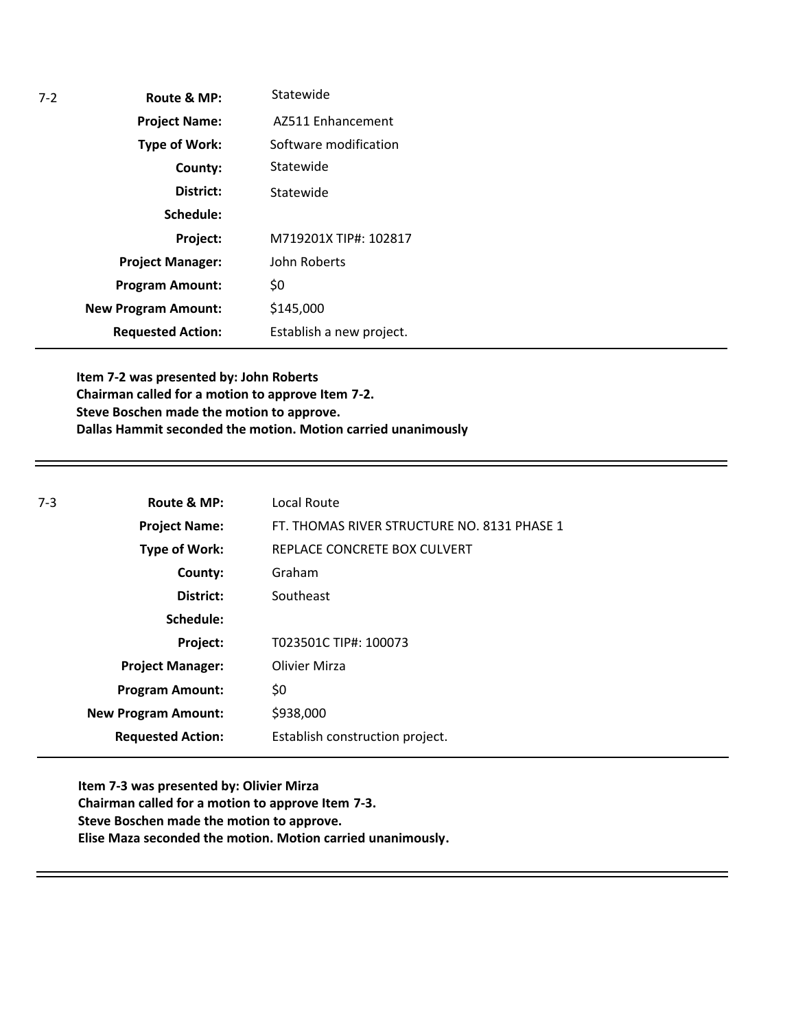| 7-2 | Route & MP: | Statewide |
|---|---|---|
| | **Project Name:** | AZ511 Enhancement |
| | **Type of Work:** | Software modification |
| | **County:** | Statewide |
| | **District:** | Statewide |
| | **Schedule:** | |
| | **Project:** | M719201X TIP#: 102817 |
| | **Project Manager:** | John Roberts |
| | **Program Amount:** | $0 |
| | **New Program Amount:** | $145,000 |
| | **Requested Action:** | Establish a new project. |

**Item 7-2 was presented by: John Roberts**
**Chairman called for a motion to approve Item 7-2.**
**Steve Boschen made the motion to approve.**
**Dallas Hammit seconded the motion. Motion carried unanimously**

---

| 7-3 | Route & MP: | Local Route |
|---|---|---|
| | **Project Name:** | FT. THOMAS RIVER STRUCTURE NO. 8131 PHASE 1 |
| | **Type of Work:** | REPLACE CONCRETE BOX CULVERT |
| | **County:** | Graham |
| | **District:** | Southeast |
| | **Schedule:** | |
| | **Project:** | T023501C TIP#: 100073 |
| | **Project Manager:** | Olivier Mirza |
| | **Program Amount:** | $0 |
| | **New Program Amount:** | $938,000 |
| | **Requested Action:** | Establish construction project. |

**Item 7-3 was presented by: Olivier Mirza**
**Chairman called for a motion to approve Item 7-3.**
**Steve Boschen made the motion to approve.**
**Elise Maza seconded the motion. Motion carried unanimously.**

---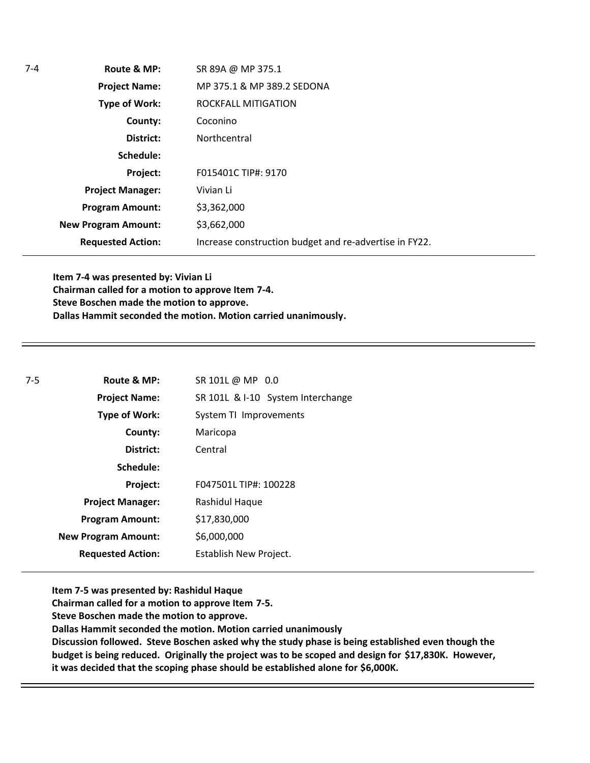7-4

| | |
|---|---|
| **Route & MP:** | SR 89A @ MP 375.1 |
| **Project Name:** | MP 375.1 & MP 389.2 SEDONA |
| **Type of Work:** | ROCKFALL MITIGATION |
| **County:** | Coconino |
| **District:** | Northcentral |
| **Schedule:** | |
| **Project:** | F015401C TIP#: 9170 |
| **Project Manager:** | Vivian Li |
| **Program Amount:** | $3,362,000 |
| **New Program Amount:** | $3,662,000 |
| **Requested Action:** | Increase construction budget and re-advertise in FY22. |

**Item 7-4 was presented by: Vivian Li**
**Chairman called for a motion to approve Item 7-4.**
**Steve Boschen made the motion to approve.**
**Dallas Hammit seconded the motion. Motion carried unanimously.**

---

7-5

| | |
|---|---|
| **Route & MP:** | SR 101L @ MP 0.0 |
| **Project Name:** | SR 101L & I-10 System Interchange |
| **Type of Work:** | System TI Improvements |
| **County:** | Maricopa |
| **District:** | Central |
| **Schedule:** | |
| **Project:** | F047501L TIP#: 100228 |
| **Project Manager:** | Rashidul Haque |
| **Program Amount:** | $17,830,000 |
| **New Program Amount:** | $6,000,000 |
| **Requested Action:** | Establish New Project. |

**Item 7-5 was presented by: Rashidul Haque**
**Chairman called for a motion to approve Item 7-5.**
**Steve Boschen made the motion to approve.**
**Dallas Hammit seconded the motion. Motion carried unanimously**
**Discussion followed. Steve Boschen asked why the study phase is being established even though the budget is being reduced. Originally the project was to be scoped and design for $17,830K. However, it was decided that the scoping phase should be established alone for $6,000K.**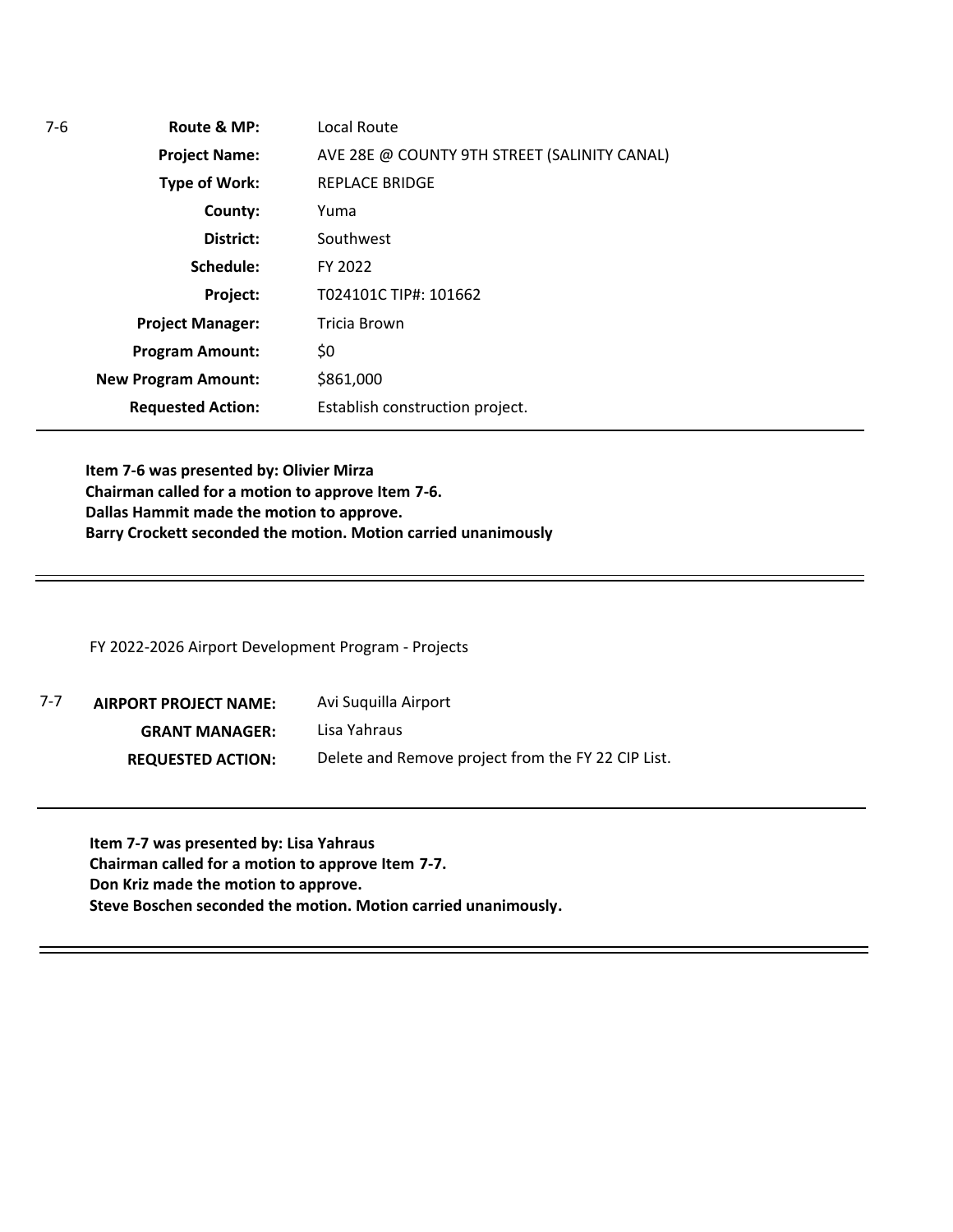| 7-6 | | |
|---|---|---|
| | **Route & MP:** | Local Route |
| | **Project Name:** | AVE 28E @ COUNTY 9TH STREET (SALINITY CANAL) |
| | **Type of Work:** | REPLACE BRIDGE |
| | **County:** | Yuma |
| | **District:** | Southwest |
| | **Schedule:** | FY 2022 |
| | **Project:** | T024101C TIP#: 101662 |
| | **Project Manager:** | Tricia Brown |
| | **Program Amount:** | $0 |
| | **New Program Amount:** | $861,000 |
| | **Requested Action:** | Establish construction project. |

**Item 7-6 was presented by: Olivier Mirza**
**Chairman called for a motion to approve Item 7-6.**
**Dallas Hammit made the motion to approve.**
**Barry Crockett seconded the motion. Motion carried unanimously**

---

FY 2022-2026 Airport Development Program - Projects

| 7-7 | | |
|---|---|---|
| | **AIRPORT PROJECT NAME:** | Avi Suquilla Airport |
| | **GRANT MANAGER:** | Lisa Yahraus |
| | **REQUESTED ACTION:** | Delete and Remove project from the FY 22 CIP List. |

**Item 7-7 was presented by: Lisa Yahraus**
**Chairman called for a motion to approve Item 7-7.**
**Don Kriz made the motion to approve.**
**Steve Boschen seconded the motion. Motion carried unanimously.**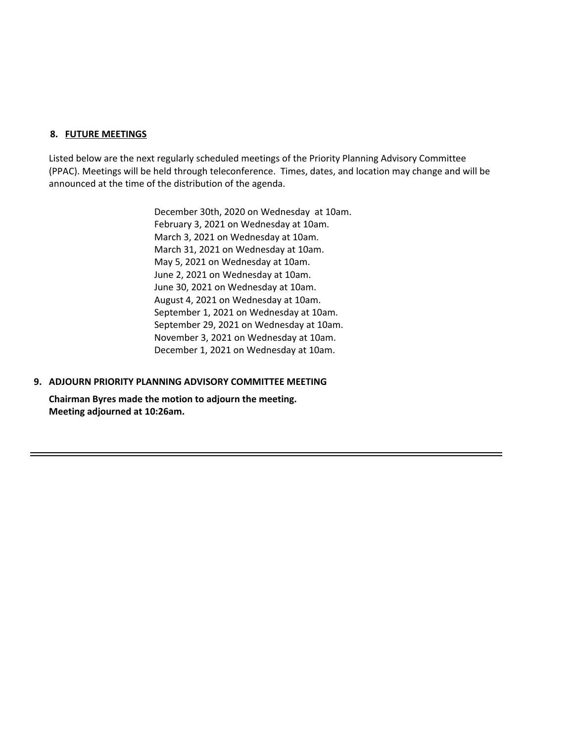## 8. FUTURE MEETINGS

Listed below are the next regularly scheduled meetings of the Priority Planning Advisory Committee (PPAC). Meetings will be held through teleconference. Times, dates, and location may change and will be announced at the time of the distribution of the agenda.

December 30th, 2020 on Wednesday at 10am.
February 3, 2021 on Wednesday at 10am.
March 3, 2021 on Wednesday at 10am.
March 31, 2021 on Wednesday at 10am.
May 5, 2021 on Wednesday at 10am.
June 2, 2021 on Wednesday at 10am.
June 30, 2021 on Wednesday at 10am.
August 4, 2021 on Wednesday at 10am.
September 1, 2021 on Wednesday at 10am.
September 29, 2021 on Wednesday at 10am.
November 3, 2021 on Wednesday at 10am.
December 1, 2021 on Wednesday at 10am.

## 9. ADJOURN PRIORITY PLANNING ADVISORY COMMITTEE MEETING

**Chairman Byres made the motion to adjourn the meeting.**
**Meeting adjourned at 10:26am.**